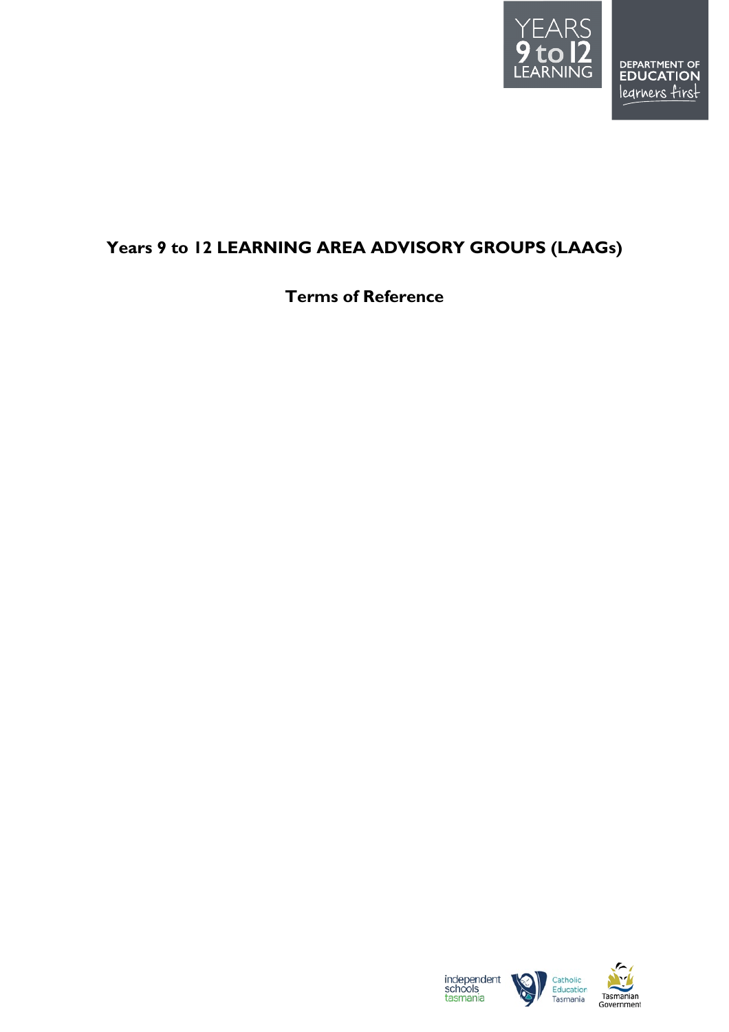# Years 9 to 12 LEARNING AREA ADVISORY GROUPS (LAAGs)

## Terms of Reference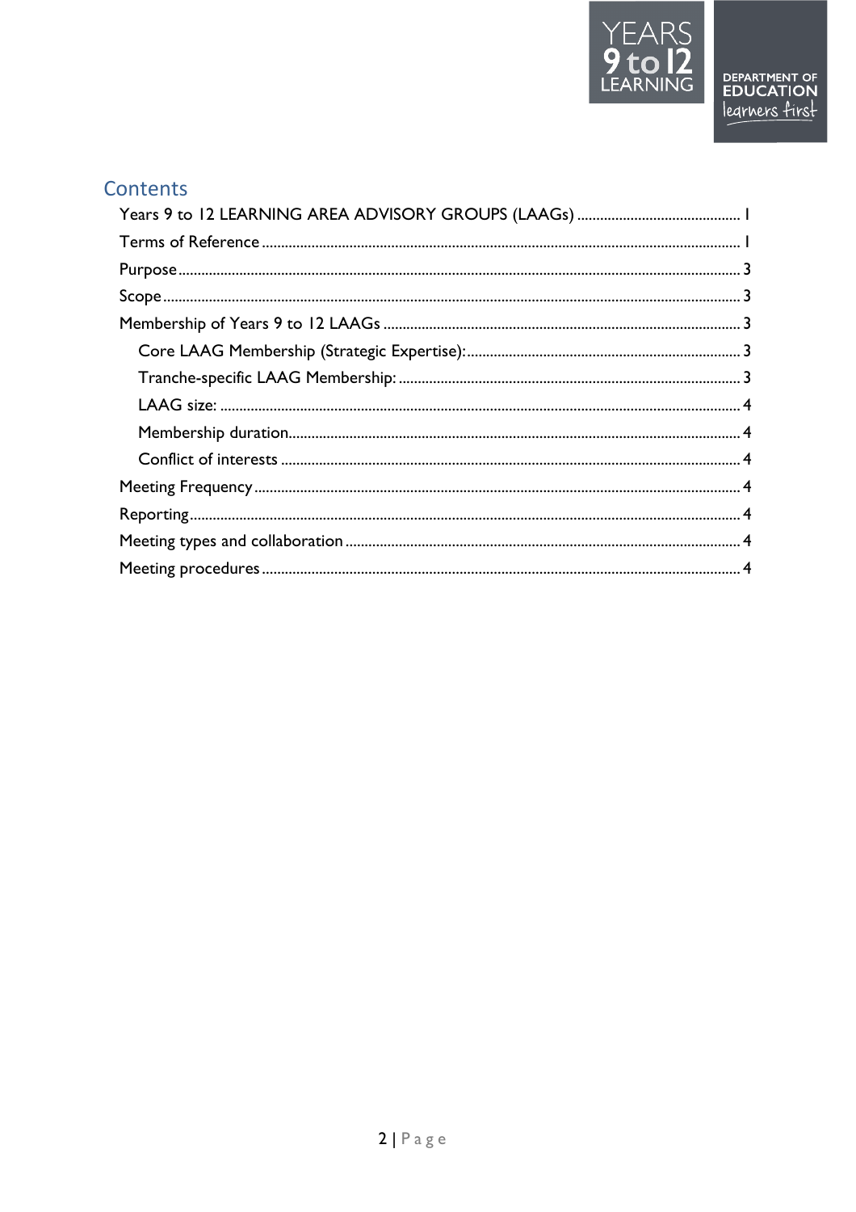## Contents

- Years 9 to 12 LEARNING AREA ADVISORY GROUPS (LAAGs) ........................................... 1
- Terms of Reference ............................................................................................................ 1
- Purpose ................................................................................................................................ 3
- Scope .................................................................................................................................... 3
- Membership of Years 9 to 12 LAAGs ................................................................................ 3
  - Core LAAG Membership (Strategic Expertise): ........................................................... 3
  - Tranche-specific LAAG Membership: ............................................................................ 3
  - LAAG size: ......................................................................................................................... 4
  - Membership duration ........................................................................................................ 4
  - Conflict of interests .......................................................................................................... 4
- Meeting Frequency .............................................................................................................. 4
- Reporting .............................................................................................................................. 4
- Meeting types and collaboration ........................................................................................ 4
- Meeting procedures ............................................................................................................ 4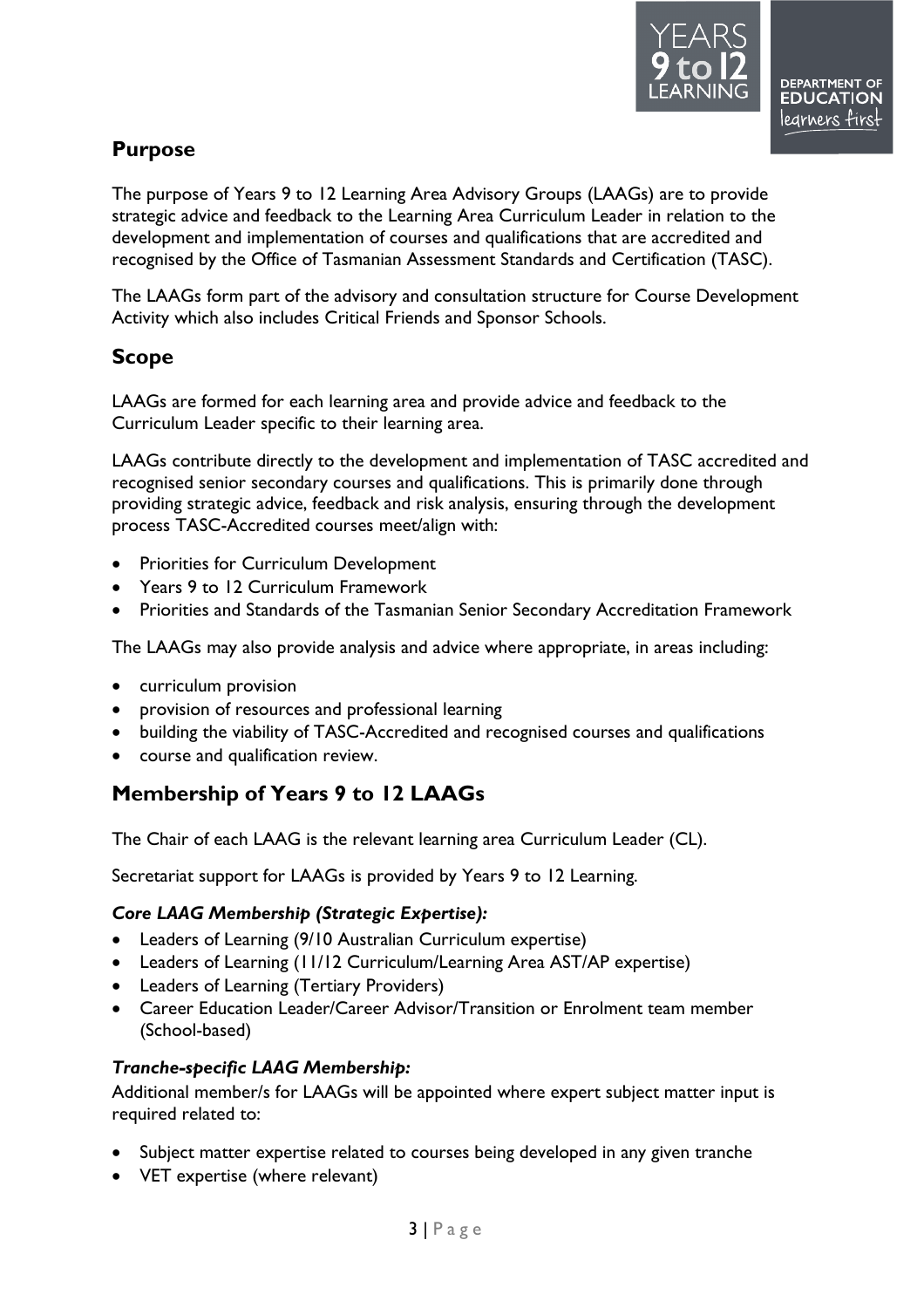## Purpose

The purpose of Years 9 to 12 Learning Area Advisory Groups (LAAGs) are to provide strategic advice and feedback to the Learning Area Curriculum Leader in relation to the development and implementation of courses and qualifications that are accredited and recognised by the Office of Tasmanian Assessment Standards and Certification (TASC).

The LAAGs form part of the advisory and consultation structure for Course Development Activity which also includes Critical Friends and Sponsor Schools.

## Scope

LAAGs are formed for each learning area and provide advice and feedback to the Curriculum Leader specific to their learning area.

LAAGs contribute directly to the development and implementation of TASC accredited and recognised senior secondary courses and qualifications. This is primarily done through providing strategic advice, feedback and risk analysis, ensuring through the development process TASC-Accredited courses meet/align with:

- Priorities for Curriculum Development
- Years 9 to 12 Curriculum Framework
- Priorities and Standards of the Tasmanian Senior Secondary Accreditation Framework

The LAAGs may also provide analysis and advice where appropriate, in areas including:

- curriculum provision
- provision of resources and professional learning
- building the viability of TASC-Accredited and recognised courses and qualifications
- course and qualification review.

## Membership of Years 9 to 12 LAAGs

The Chair of each LAAG is the relevant learning area Curriculum Leader (CL).

Secretariat support for LAAGs is provided by Years 9 to 12 Learning.

***Core LAAG Membership (Strategic Expertise):***

- Leaders of Learning (9/10 Australian Curriculum expertise)
- Leaders of Learning (11/12 Curriculum/Learning Area AST/AP expertise)
- Leaders of Learning (Tertiary Providers)
- Career Education Leader/Career Advisor/Transition or Enrolment team member (School-based)

***Tranche-specific LAAG Membership:***

Additional member/s for LAAGs will be appointed where expert subject matter input is required related to:

- Subject matter expertise related to courses being developed in any given tranche
- VET expertise (where relevant)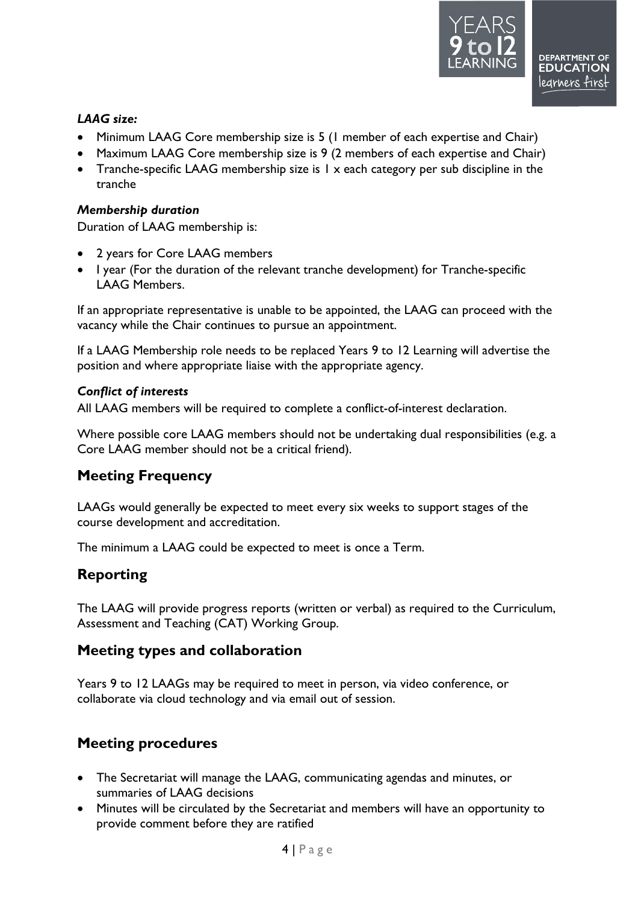***LAAG size:***

- Minimum LAAG Core membership size is 5 (1 member of each expertise and Chair)
- Maximum LAAG Core membership size is 9 (2 members of each expertise and Chair)
- Tranche-specific LAAG membership size is 1 x each category per sub discipline in the tranche

***Membership duration***

Duration of LAAG membership is:

- 2 years for Core LAAG members
- 1 year (For the duration of the relevant tranche development) for Tranche-specific LAAG Members.

If an appropriate representative is unable to be appointed, the LAAG can proceed with the vacancy while the Chair continues to pursue an appointment.

If a LAAG Membership role needs to be replaced Years 9 to 12 Learning will advertise the position and where appropriate liaise with the appropriate agency.

***Conflict of interests***

All LAAG members will be required to complete a conflict-of-interest declaration.

Where possible core LAAG members should not be undertaking dual responsibilities (e.g. a Core LAAG member should not be a critical friend).

## Meeting Frequency

LAAGs would generally be expected to meet every six weeks to support stages of the course development and accreditation.

The minimum a LAAG could be expected to meet is once a Term.

## Reporting

The LAAG will provide progress reports (written or verbal) as required to the Curriculum, Assessment and Teaching (CAT) Working Group.

## Meeting types and collaboration

Years 9 to 12 LAAGs may be required to meet in person, via video conference, or collaborate via cloud technology and via email out of session.

## Meeting procedures

- The Secretariat will manage the LAAG, communicating agendas and minutes, or summaries of LAAG decisions
- Minutes will be circulated by the Secretariat and members will have an opportunity to provide comment before they are ratified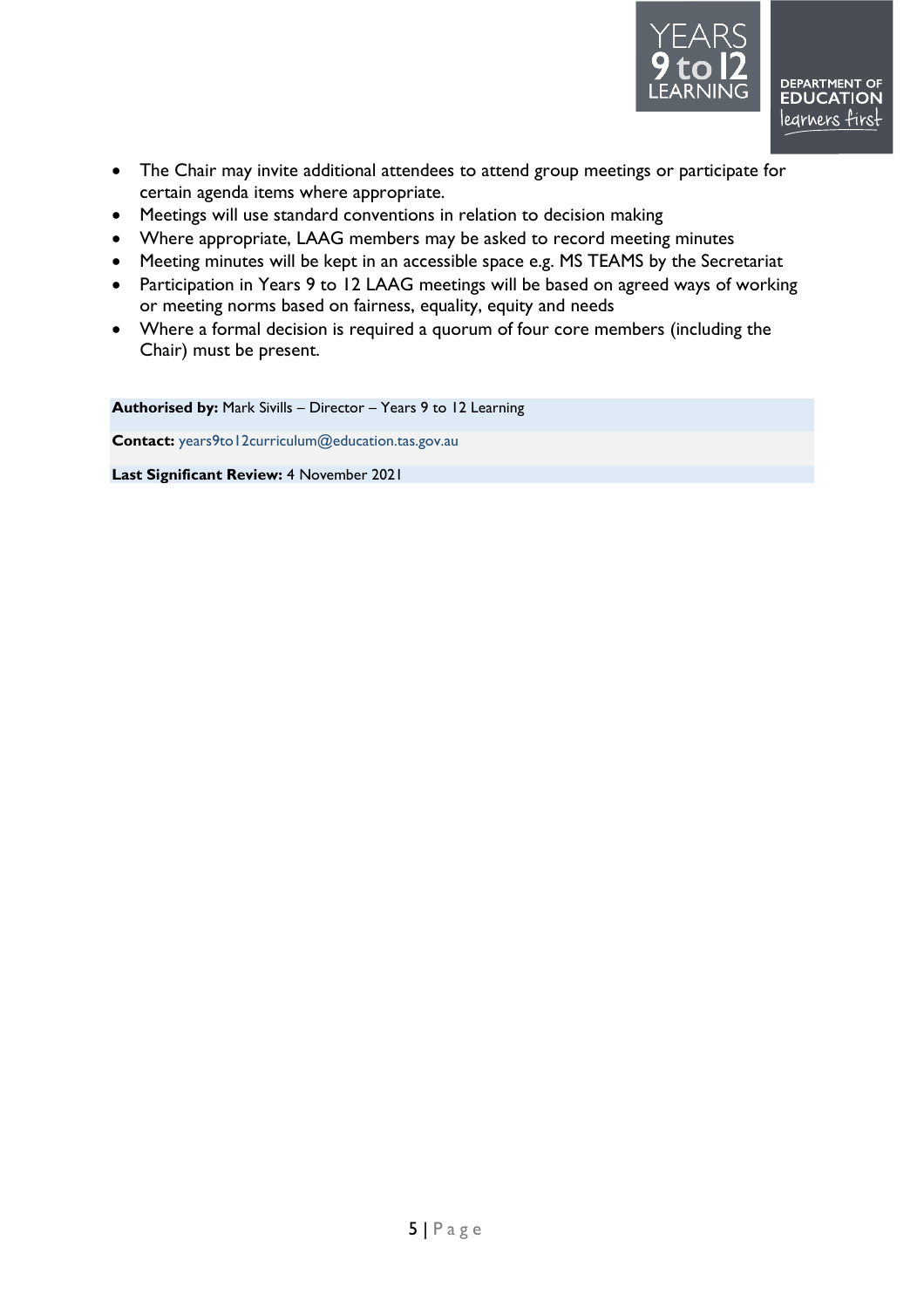- The Chair may invite additional attendees to attend group meetings or participate for certain agenda items where appropriate.
- Meetings will use standard conventions in relation to decision making
- Where appropriate, LAAG members may be asked to record meeting minutes
- Meeting minutes will be kept in an accessible space e.g. MS TEAMS by the Secretariat
- Participation in Years 9 to 12 LAAG meetings will be based on agreed ways of working or meeting norms based on fairness, equality, equity and needs
- Where a formal decision is required a quorum of four core members (including the Chair) must be present.

| |
|---|
| **Authorised by:** Mark Sivills – Director – Years 9 to 12 Learning |
| **Contact:** years9to12curriculum@education.tas.gov.au |
| **Last Significant Review:** 4 November 2021 |